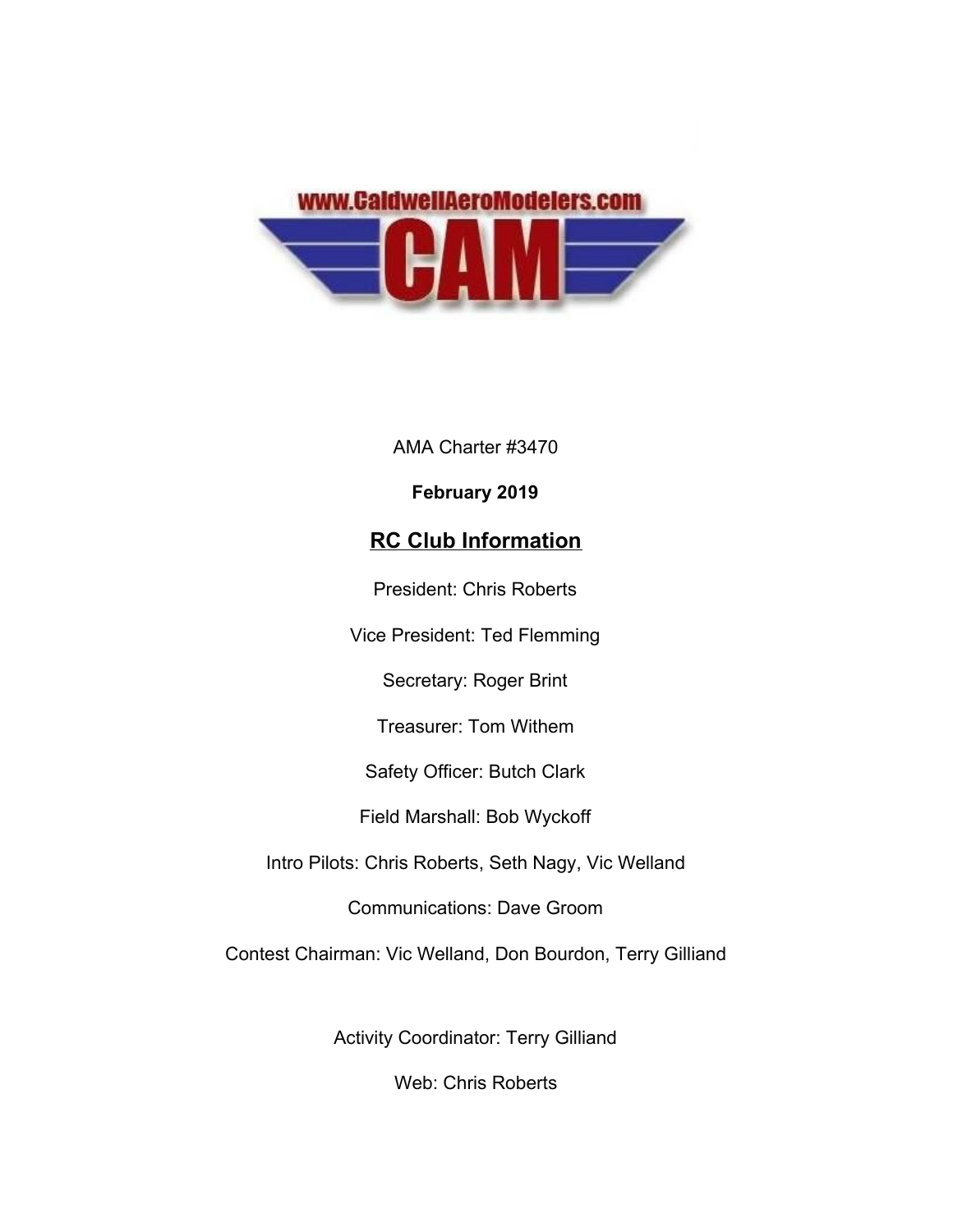www.CaldwellAeroModelers.com

CAM

AMA Charter #3470

**February 2019**

## RC Club Information

President: Chris Roberts

Vice President: Ted Flemming

Secretary: Roger Brint

Treasurer: Tom Withem

Safety Officer: Butch Clark

Field Marshall: Bob Wyckoff

Intro Pilots: Chris Roberts, Seth Nagy, Vic Welland

Communications: Dave Groom

Contest Chairman: Vic Welland, Don Bourdon, Terry Gilliand

Activity Coordinator: Terry Gilliand

Web: Chris Roberts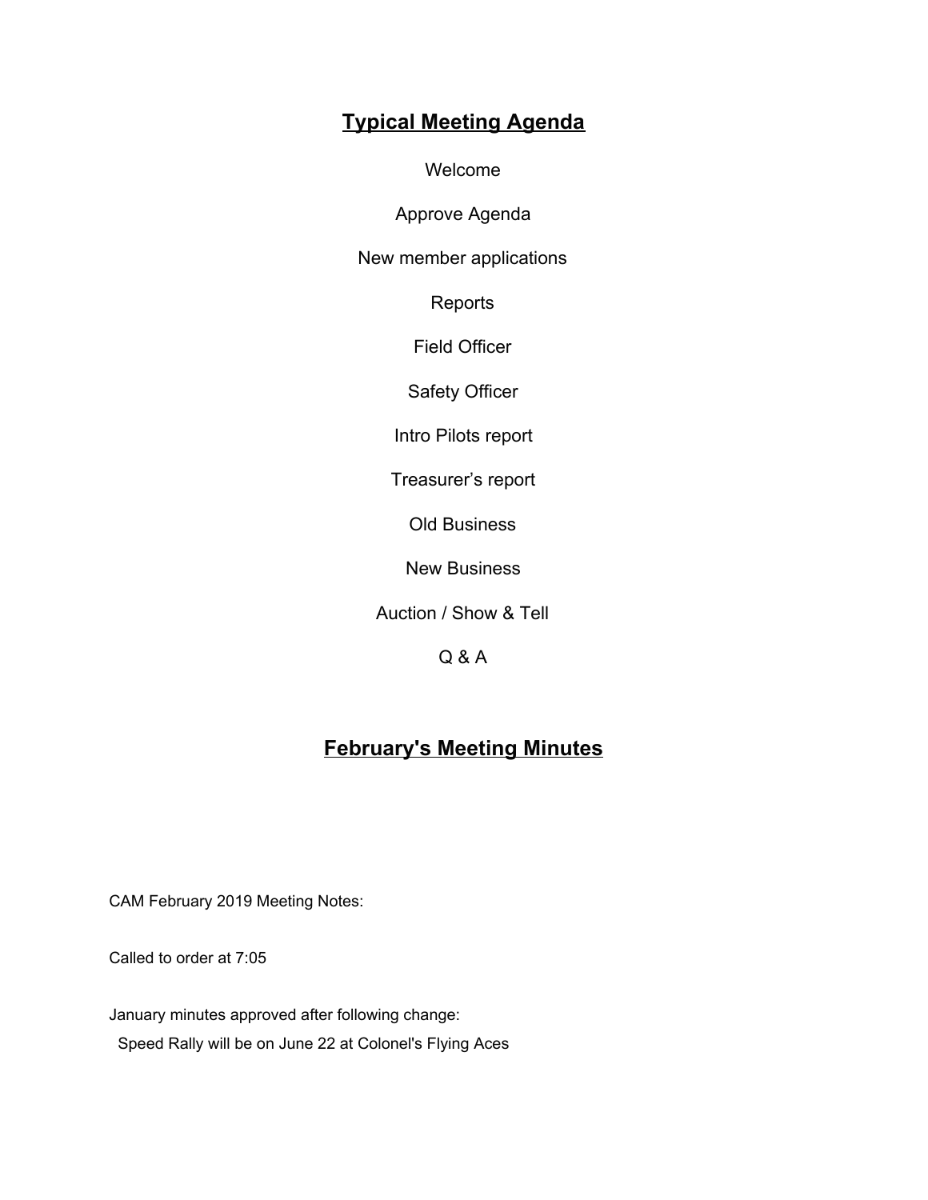## Typical Meeting Agenda

Welcome

Approve Agenda

New member applications

Reports

Field Officer

Safety Officer

Intro Pilots report

Treasurer's report

Old Business

New Business

Auction / Show & Tell

Q & A

## February's Meeting Minutes

CAM February 2019 Meeting Notes:

Called to order at 7:05

January minutes approved after following change:

Speed Rally will be on June 22 at Colonel's Flying Aces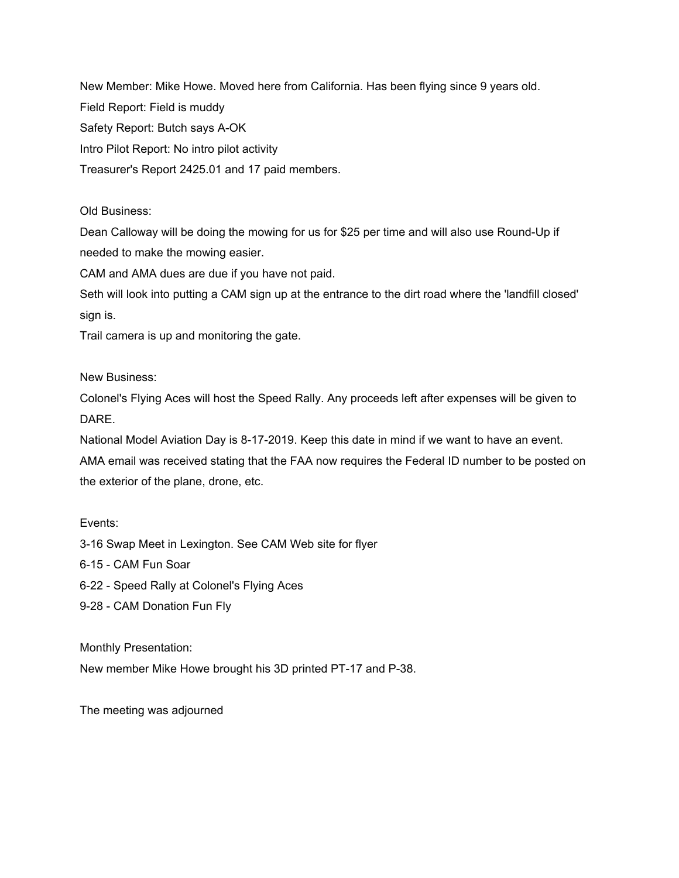New Member: Mike Howe. Moved here from California. Has been flying since 9 years old.

Field Report: Field is muddy

Safety Report: Butch says A-OK

Intro Pilot Report: No intro pilot activity

Treasurer's Report 2425.01 and 17 paid members.

Old Business:

Dean Calloway will be doing the mowing for us for $25 per time and will also use Round-Up if needed to make the mowing easier.

CAM and AMA dues are due if you have not paid.

Seth will look into putting a CAM sign up at the entrance to the dirt road where the 'landfill closed' sign is.

Trail camera is up and monitoring the gate.

New Business:

Colonel's Flying Aces will host the Speed Rally. Any proceeds left after expenses will be given to DARE.

National Model Aviation Day is 8-17-2019. Keep this date in mind if we want to have an event.

AMA email was received stating that the FAA now requires the Federal ID number to be posted on the exterior of the plane, drone, etc.

Events:

3-16 Swap Meet in Lexington. See CAM Web site for flyer

6-15 - CAM Fun Soar

6-22 - Speed Rally at Colonel's Flying Aces

9-28 - CAM Donation Fun Fly

Monthly Presentation:

New member Mike Howe brought his 3D printed PT-17 and P-38.

The meeting was adjourned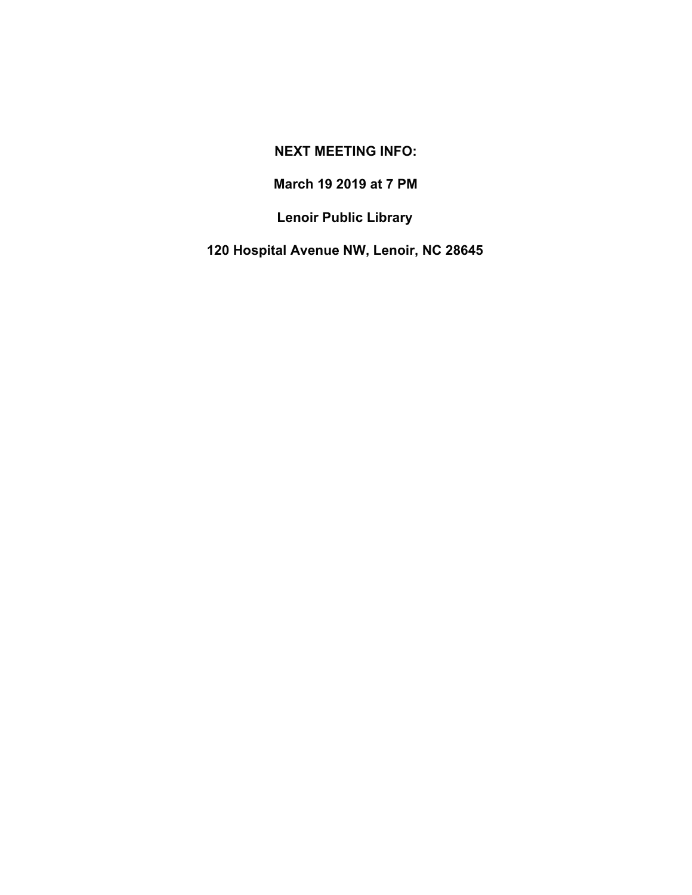**NEXT MEETING INFO:**

**March 19 2019 at 7 PM**

**Lenoir Public Library**

**120 Hospital Avenue NW, Lenoir, NC 28645**